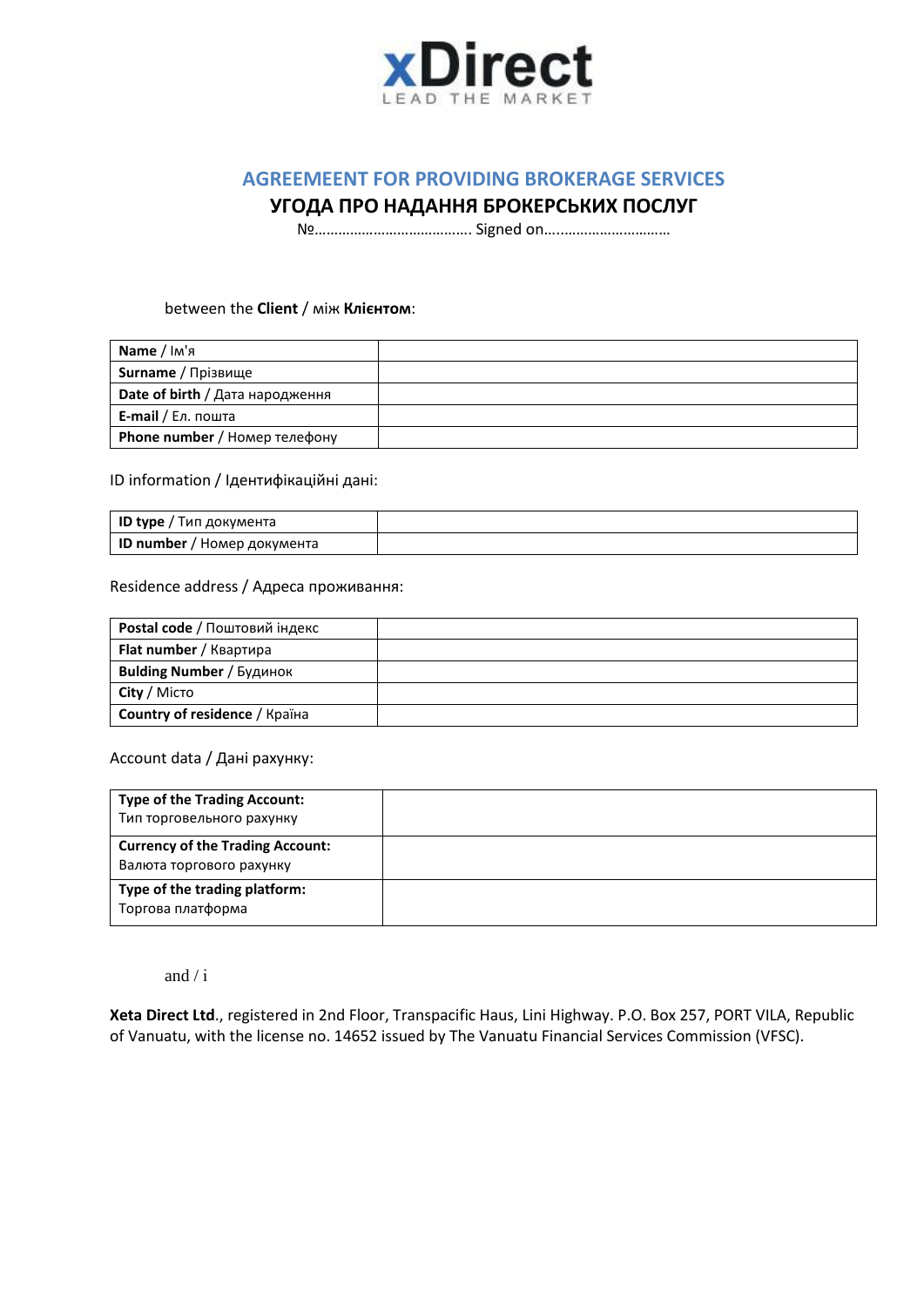**xDirect**
LEAD THE MARKET

# AGREEMEENT FOR PROVIDING BROKERAGE SERVICES

## УГОДА ПРО НАДАННЯ БРОКЕРСЬКИХ ПОСЛУГ

№…………………………………. Signed on….………………………

between the **Client** / між **Клієнтом**:

| **Name** / Ім'я | |
|---|---|
| **Surname** / Прізвище | |
| **Date of birth** / Дата народження | |
| **E-mail** / Ел. пошта | |
| **Phone number** / Номер телефону | |

ID information / Ідентифікаційні дані:

| **ID type** / Тип документа | |
|---|---|
| **ID number** / Номер документа | |

Residence address / Адреса проживання:

| **Postal code** / Поштовий індекс | |
|---|---|
| **Flat number** / Квартира | |
| **Bulding Number** / Будинок | |
| **City** / Місто | |
| **Country of residence** / Країна | |

Account data / Дані рахунку:

| **Type of the Trading Account:** Тип торговельного рахунку | |
|---|---|
| **Currency of the Trading Account:** Валюта торгового рахунку | |
| **Type of the trading platform:** Торгова платформа | |

and / і

**Xeta Direct Ltd**., registered in 2nd Floor, Transpacific Haus, Lini Highway. P.O. Box 257, PORT VILA, Republic of Vanuatu, with the license no. 14652 issued by The Vanuatu Financial Services Commission (VFSC).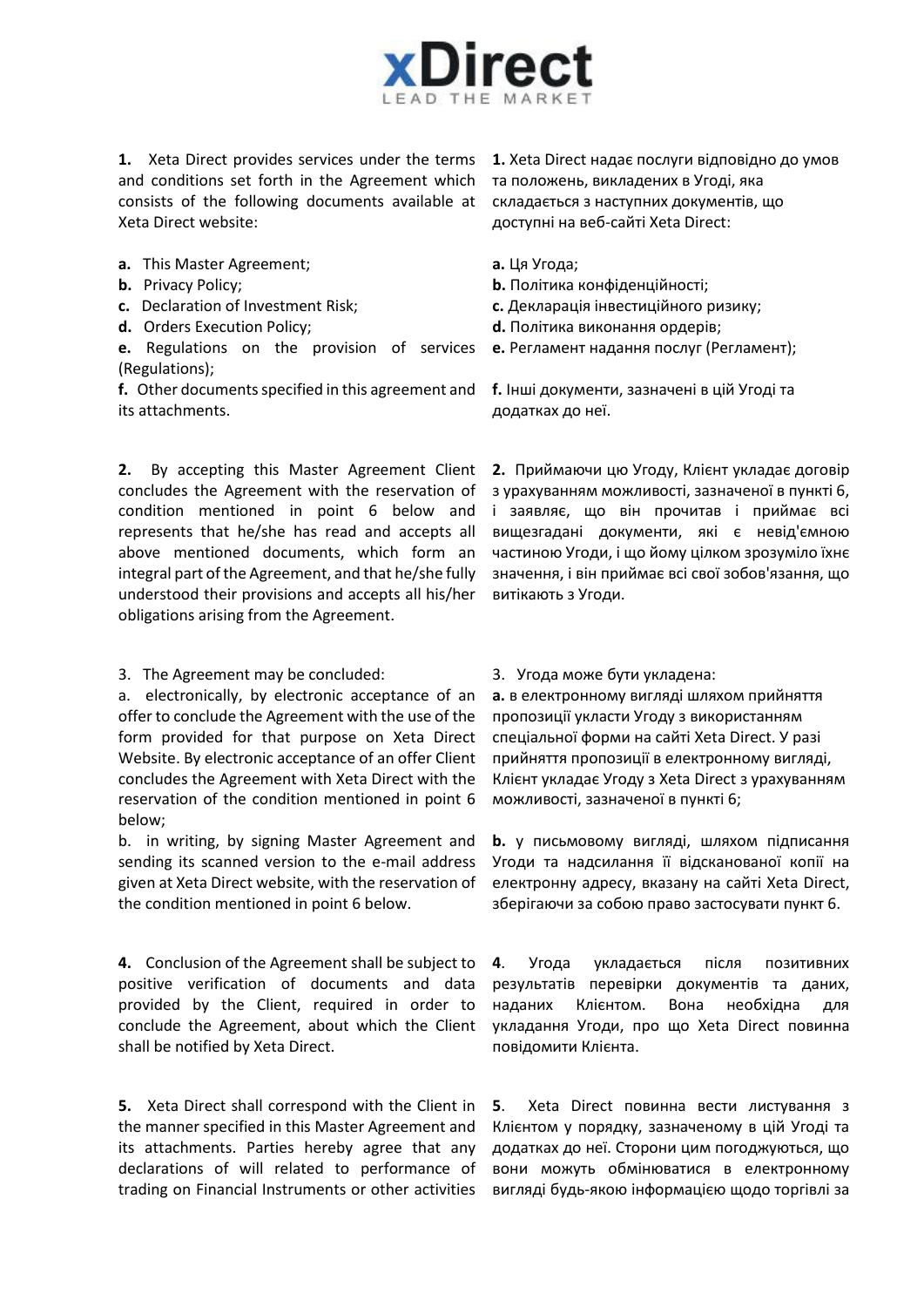**1.** Xeta Direct provides services under the terms and conditions set forth in the Agreement which consists of the following documents available at Xeta Direct website:

**a.** This Master Agreement;
**b.** Privacy Policy;
**c.** Declaration of Investment Risk;
**d.** Orders Execution Policy;
**e.** Regulations on the provision of services (Regulations);
**f.** Other documents specified in this agreement and its attachments.

**1.** Xeta Direct надає послуги відповідно до умов та положень, викладених в Угоді, яка складається з наступних документів, що доступні на веб-сайті Xeta Direct:

**a.** Ця Угода;
**b.** Політика конфіденційності;
**c.** Декларація інвестиційного ризику;
**d.** Політика виконання ордерів;
**e.** Регламент надання послуг (Регламент);
**f.** Інші документи, зазначені в цій Угоді та додатках до неї.

**2.** By accepting this Master Agreement Client concludes the Agreement with the reservation of condition mentioned in point 6 below and represents that he/she has read and accepts all above mentioned documents, which form an integral part of the Agreement, and that he/she fully understood their provisions and accepts all his/her obligations arising from the Agreement.

**2.** Приймаючи цю Угоду, Клієнт укладає договір з урахуванням можливості, зазначеної в пункті 6, і заявляє, що він прочитав і приймає всі вищезгадані документи, які є невід'ємною частиною Угоди, і що йому цілком зрозуміло їхнє значення, і він приймає всі свої зобов'язання, що витікають з Угоди.

3. The Agreement may be concluded:

a. electronically, by electronic acceptance of an offer to conclude the Agreement with the use of the form provided for that purpose on Xeta Direct Website. By electronic acceptance of an offer Client concludes the Agreement with Xeta Direct with the reservation of the condition mentioned in point 6 below;

b. in writing, by signing Master Agreement and sending its scanned version to the e-mail address given at Xeta Direct website, with the reservation of the condition mentioned in point 6 below.

3. Угода може бути укладена:

**a.** в електронному вигляді шляхом прийняття пропозиції укласти Угоду з використанням спеціальної форми на сайті Xeta Direct. У разі прийняття пропозиції в електронному вигляді, Клієнт укладає Угоду з Xeta Direct з урахуванням можливості, зазначеної в пункті 6;

**b.** у письмовому вигляді, шляхом підписання Угоди та надсилання її відсканованої копії на електронну адресу, вказану на сайті Xeta Direct, зберігаючи за собою право застосувати пункт 6.

**4.** Conclusion of the Agreement shall be subject to positive verification of documents and data provided by the Client, required in order to conclude the Agreement, about which the Client shall be notified by Xeta Direct.

**4**. Угода укладається після позитивних результатів перевірки документів та даних, наданих Клієнтом. Вона необхідна для укладання Угоди, про що Xeta Direct повинна повідомити Клієнта.

**5.** Xeta Direct shall correspond with the Client in the manner specified in this Master Agreement and its attachments. Parties hereby agree that any declarations of will related to performance of trading on Financial Instruments or other activities

**5**. Xeta Direct повинна вести листування з Клієнтом у порядку, зазначеному в цій Угоді та додатках до неї. Сторони цим погоджуються, що вони можуть обмінюватися в електронному вигляді будь-якою інформацією щодо торгівлі за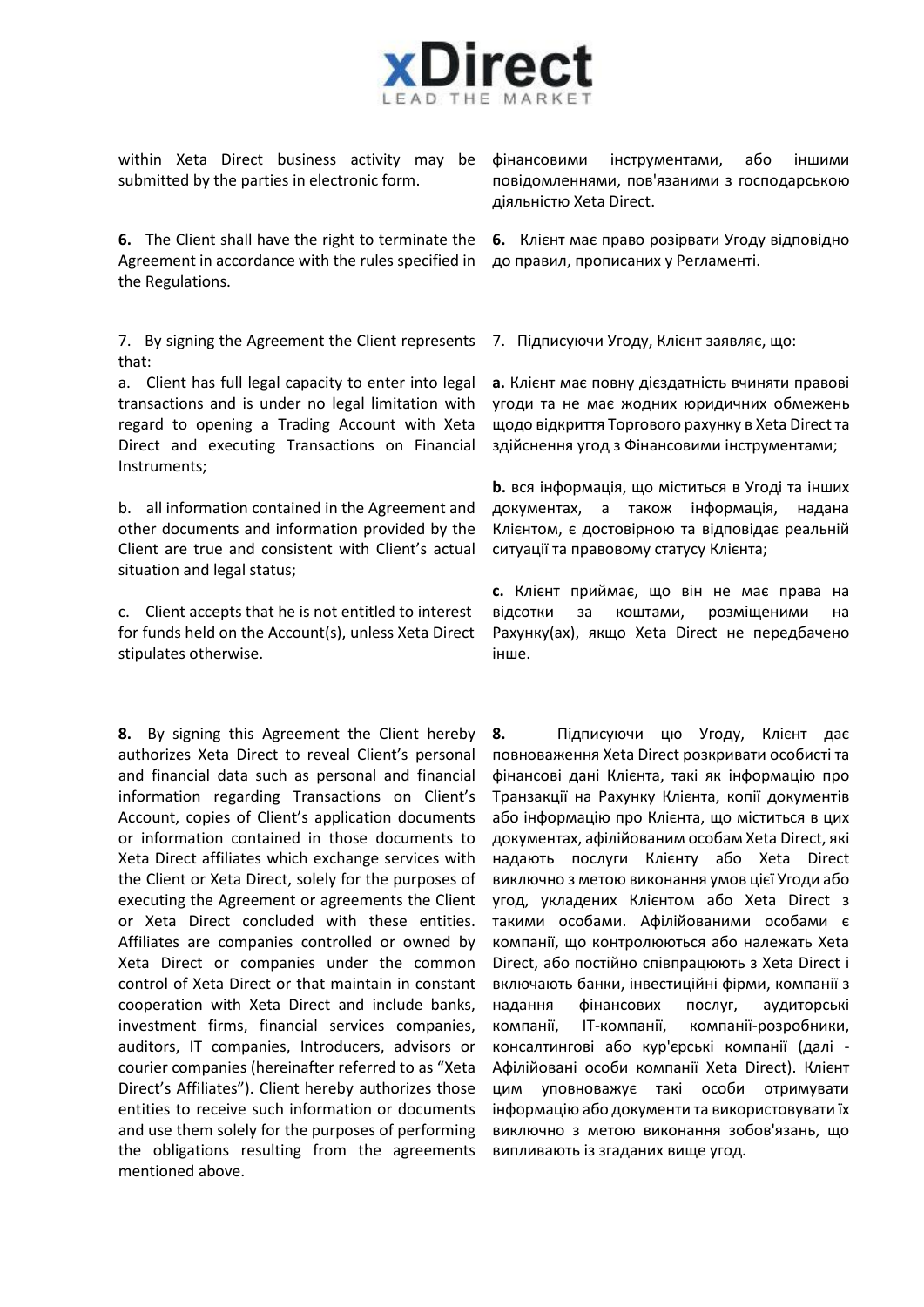within Xeta Direct business activity may be submitted by the parties in electronic form.

фінансовими інструментами, або іншими повідомленнями, пов'язаними з господарською діяльністю Xeta Direct.

**6.** The Client shall have the right to terminate the Agreement in accordance with the rules specified in the Regulations.

**6.** Клієнт має право розірвати Угоду відповідно до правил, прописаних у Регламенті.

7. By signing the Agreement the Client represents that:

a. Client has full legal capacity to enter into legal transactions and is under no legal limitation with regard to opening a Trading Account with Xeta Direct and executing Transactions on Financial Instruments;

b. all information contained in the Agreement and other documents and information provided by the Client are true and consistent with Client's actual situation and legal status;

c. Client accepts that he is not entitled to interest for funds held on the Account(s), unless Xeta Direct stipulates otherwise.

7. Підписуючи Угоду, Клієнт заявляє, що:

**a.** Клієнт має повну дієздатність вчиняти правові угоди та не має жодних юридичних обмежень щодо відкриття Торгового рахунку в Xeta Direct та здійснення угод з Фінансовими інструментами;

**b.** вся інформація, що міститься в Угоді та інших документах, а також інформація, надана Клієнтом, є достовірною та відповідає реальній ситуації та правовому статусу Клієнта;

**c.** Клієнт приймає, що він не має права на відсотки за коштами, розміщеними на Рахунку(ах), якщо Xeta Direct не передбачено інше.

**8.** By signing this Agreement the Client hereby authorizes Xeta Direct to reveal Client's personal and financial data such as personal and financial information regarding Transactions on Client's Account, copies of Client's application documents or information contained in those documents to Xeta Direct affiliates which exchange services with the Client or Xeta Direct, solely for the purposes of executing the Agreement or agreements the Client or Xeta Direct concluded with these entities. Affiliates are companies controlled or owned by Xeta Direct or companies under the common control of Xeta Direct or that maintain in constant cooperation with Xeta Direct and include banks, investment firms, financial services companies, auditors, IT companies, Introducers, advisors or courier companies (hereinafter referred to as "Xeta Direct's Affiliates"). Client hereby authorizes those entities to receive such information or documents and use them solely for the purposes of performing the obligations resulting from the agreements mentioned above.

**8.** Підписуючи цю Угоду, Клієнт дає повноваження Xeta Direct розкривати особисті та фінансові дані Клієнта, такі як інформацію про Транзакції на Рахунку Клієнта, копії документів або інформацію про Клієнта, що міститься в цих документах, афілійованим особам Xeta Direct, які надають послуги Клієнту або Xeta Direct виключно з метою виконання умов цієї Угоди або угод, укладених Клієнтом або Xeta Direct з такими особами. Афілійованими особами є компанії, що контролюються або належать Xeta Direct, або постійно співпрацюють з Xeta Direct і включають банки, інвестиційні фірми, компанії з надання фінансових послуг, аудиторські компанії, ІТ-компанії, компанії-розробники, консалтингові або кур'єрські компанії (далі - Афілійовані особи компанії Xeta Direct). Клієнт цим уповноважує такі особи отримувати інформацію або документи та використовувати їх виключно з метою виконання зобов'язань, що випливають із згаданих вище угод.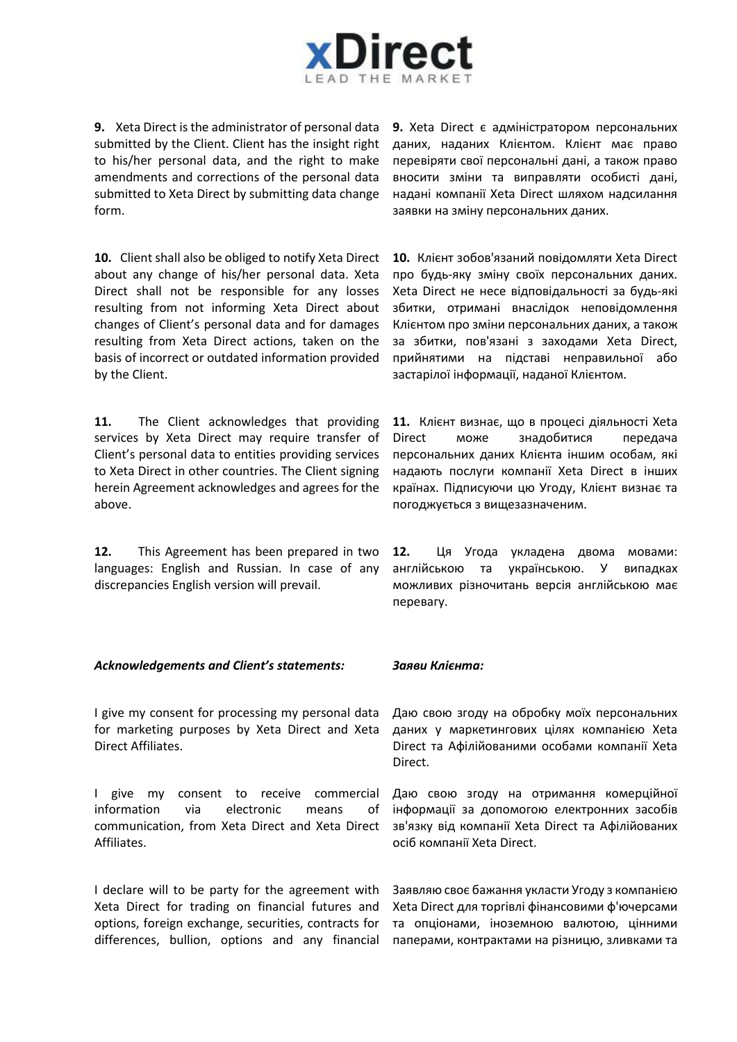**9.** Xeta Direct is the administrator of personal data submitted by the Client. Client has the insight right to his/her personal data, and the right to make amendments and corrections of the personal data submitted to Xeta Direct by submitting data change form.

**9.** Xeta Direct є адміністратором персональних даних, наданих Клієнтом. Клієнт має право перевіряти свої персональні дані, а також право вносити зміни та виправляти особисті дані, надані компанії Xeta Direct шляхом надсилання заявки на зміну персональних даних.

**10.** Client shall also be obliged to notify Xeta Direct about any change of his/her personal data. Xeta Direct shall not be responsible for any losses resulting from not informing Xeta Direct about changes of Client's personal data and for damages resulting from Xeta Direct actions, taken on the basis of incorrect or outdated information provided by the Client.

**10.** Клієнт зобов'язаний повідомляти Xeta Direct про будь-яку зміну своїх персональних даних. Xeta Direct не несе відповідальності за будь-які збитки, отримані внаслідок неповідомлення Клієнтом про зміни персональних даних, а також за збитки, пов'язані з заходами Xeta Direct, прийнятими на підставі неправильної або застарілої інформації, наданої Клієнтом.

**11.** The Client acknowledges that providing services by Xeta Direct may require transfer of Client's personal data to entities providing services to Xeta Direct in other countries. The Client signing herein Agreement acknowledges and agrees for the above.

**11.** Клієнт визнає, що в процесі діяльності Xeta Direct може знадобитися передача персональних даних Клієнта іншим особам, які надають послуги компанії Xeta Direct в інших країнах. Підписуючи цю Угоду, Клієнт визнає та погоджується з вищезазначеним.

**12.** This Agreement has been prepared in two languages: English and Russian. In case of any discrepancies English version will prevail.

**12.** Ця Угода укладена двома мовами: англійською та українською. У випадках можливих різночитань версія англійською має перевагу.

***Acknowledgements and Client's statements:***

***Заяви Клієнта:***

I give my consent for processing my personal data for marketing purposes by Xeta Direct and Xeta Direct Affiliates.

Даю свою згоду на обробку моїх персональних даних у маркетингових цілях компанією Xeta Direct та Афілійованими особами компанії Xeta Direct.

I give my consent to receive commercial information via electronic means of communication, from Xeta Direct and Xeta Direct Affiliates.

Даю свою згоду на отримання комерційної інформації за допомогою електронних засобів зв'язку від компанії Xeta Direct та Афілійованих осіб компанії Xeta Direct.

I declare will to be party for the agreement with Xeta Direct for trading on financial futures and options, foreign exchange, securities, contracts for differences, bullion, options and any financial

Заявляю своє бажання укласти Угоду з компанією Xeta Direct для торгівлі фінансовими ф'ючерсами та опціонами, іноземною валютою, цінними паперами, контрактами на різницю, зливками та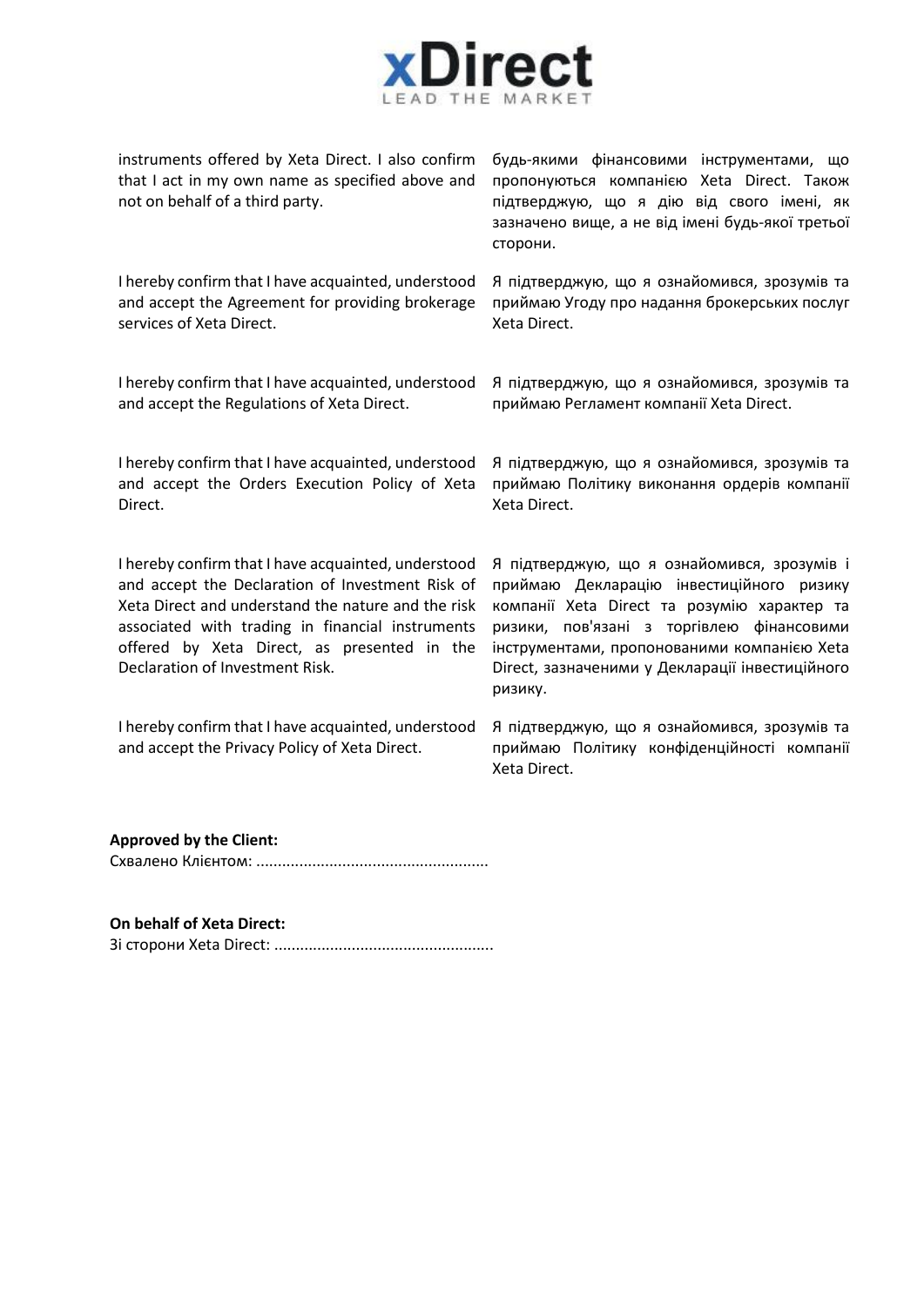instruments offered by Xeta Direct. I also confirm that I act in my own name as specified above and not on behalf of a third party.

будь-якими фінансовими інструментами, що пропонуються компанією Xeta Direct. Також підтверджую, що я дію від свого імені, як зазначено вище, а не від імені будь-якої третьої сторони.

I hereby confirm that I have acquainted, understood and accept the Agreement for providing brokerage services of Xeta Direct.

Я підтверджую, що я ознайомився, зрозумів та приймаю Угоду про надання брокерських послуг Xeta Direct.

I hereby confirm that I have acquainted, understood and accept the Regulations of Xeta Direct.

Я підтверджую, що я ознайомився, зрозумів та приймаю Регламент компанії Xeta Direct.

I hereby confirm that I have acquainted, understood and accept the Orders Execution Policy of Xeta Direct.

Я підтверджую, що я ознайомився, зрозумів та приймаю Політику виконання ордерів компанії Xeta Direct.

I hereby confirm that I have acquainted, understood and accept the Declaration of Investment Risk of Xeta Direct and understand the nature and the risk associated with trading in financial instruments offered by Xeta Direct, as presented in the Declaration of Investment Risk.

Я підтверджую, що я ознайомився, зрозумів і приймаю Декларацію інвестиційного ризику компанії Xeta Direct та розумію характер та ризики, пов'язані з торгівлею фінансовими інструментами, пропонованими компанією Xeta Direct, зазначеними у Декларації інвестиційного ризику.

I hereby confirm that I have acquainted, understood and accept the Privacy Policy of Xeta Direct.

Я підтверджую, що я ознайомився, зрозумів та приймаю Політику конфіденційності компанії Xeta Direct.

**Approved by the Client:**
Схвалено Клієнтом: .....................................................

**On behalf of Xeta Direct:**
Зі сторони Xeta Direct: ..................................................